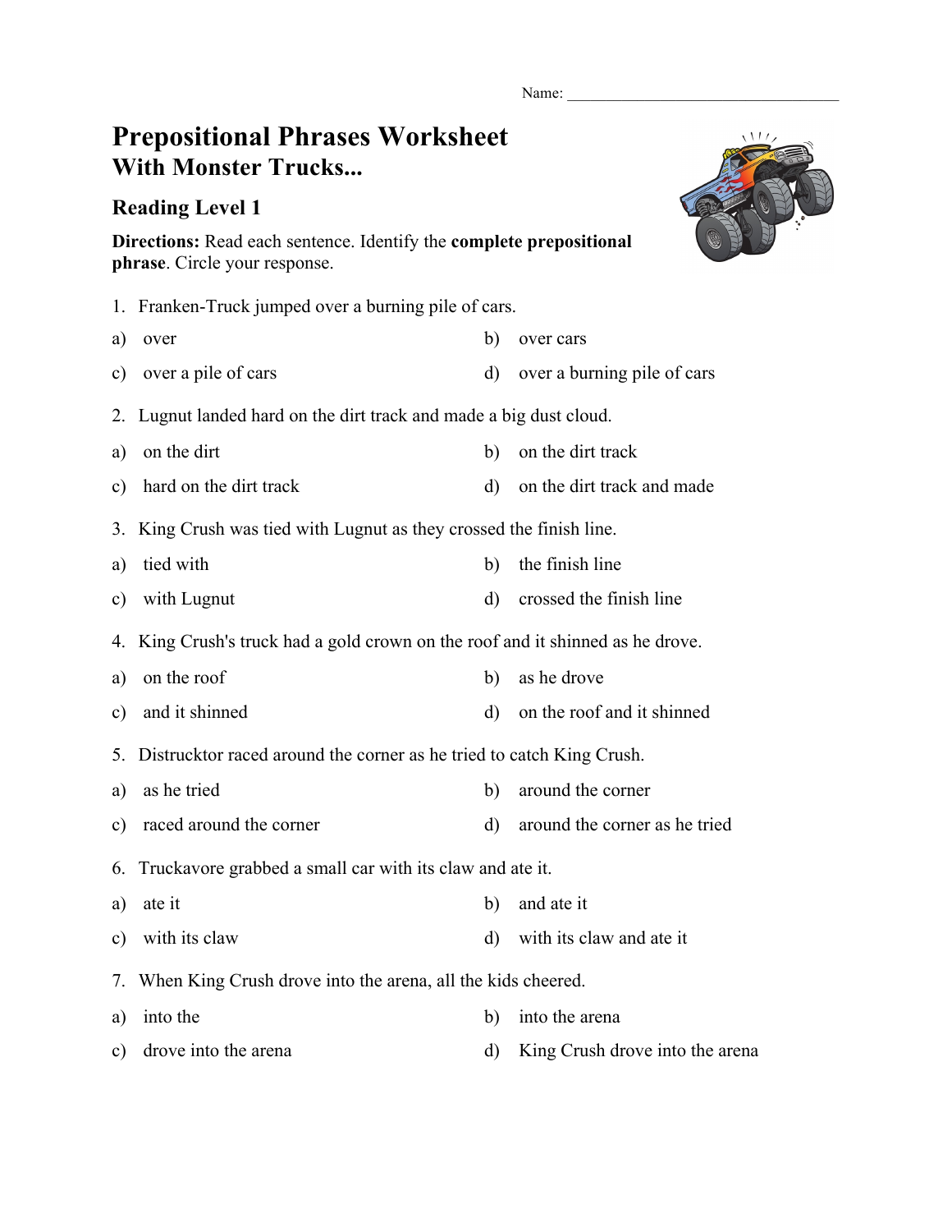Name: ___________________________________

# Prepositional Phrases Worksheet
## With Monster Trucks...

### Reading Level 1

**Directions:** Read each sentence. Identify the **complete prepositional phrase**. Circle your response.

1. Franken-Truck jumped over a burning pile of cars.

a) over
b) over cars
c) over a pile of cars
d) over a burning pile of cars

2. Lugnut landed hard on the dirt track and made a big dust cloud.

a) on the dirt
b) on the dirt track
c) hard on the dirt track
d) on the dirt track and made

3. King Crush was tied with Lugnut as they crossed the finish line.

a) tied with
b) the finish line
c) with Lugnut
d) crossed the finish line

4. King Crush's truck had a gold crown on the roof and it shinned as he drove.

a) on the roof
b) as he drove
c) and it shinned
d) on the roof and it shinned

5. Distrucktor raced around the corner as he tried to catch King Crush.

a) as he tried
b) around the corner
c) raced around the corner
d) around the corner as he tried

6. Truckavore grabbed a small car with its claw and ate it.

a) ate it
b) and ate it
c) with its claw
d) with its claw and ate it

7. When King Crush drove into the arena, all the kids cheered.

a) into the
b) into the arena
c) drove into the arena
d) King Crush drove into the arena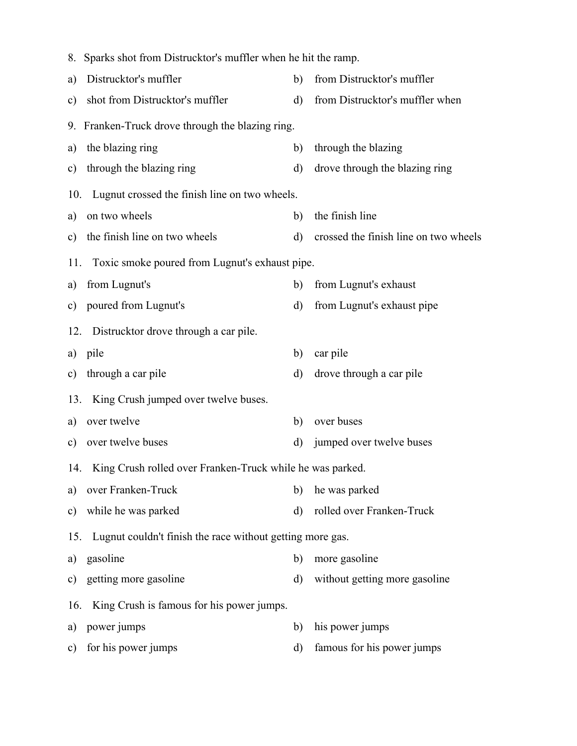8. Sparks shot from Distrucktor's muffler when he hit the ramp.

a) Distrucktor's muffler
b) from Distrucktor's muffler
c) shot from Distrucktor's muffler
d) from Distrucktor's muffler when

9. Franken-Truck drove through the blazing ring.

a) the blazing ring
b) through the blazing
c) through the blazing ring
d) drove through the blazing ring

10. Lugnut crossed the finish line on two wheels.

a) on two wheels
b) the finish line
c) the finish line on two wheels
d) crossed the finish line on two wheels

11. Toxic smoke poured from Lugnut's exhaust pipe.

a) from Lugnut's
b) from Lugnut's exhaust
c) poured from Lugnut's
d) from Lugnut's exhaust pipe

12. Distrucktor drove through a car pile.

a) pile
b) car pile
c) through a car pile
d) drove through a car pile

13. King Crush jumped over twelve buses.

a) over twelve
b) over buses
c) over twelve buses
d) jumped over twelve buses

14. King Crush rolled over Franken-Truck while he was parked.

a) over Franken-Truck
b) he was parked
c) while he was parked
d) rolled over Franken-Truck

15. Lugnut couldn't finish the race without getting more gas.

a) gasoline
b) more gasoline
c) getting more gasoline
d) without getting more gasoline

16. King Crush is famous for his power jumps.

a) power jumps
b) his power jumps
c) for his power jumps
d) famous for his power jumps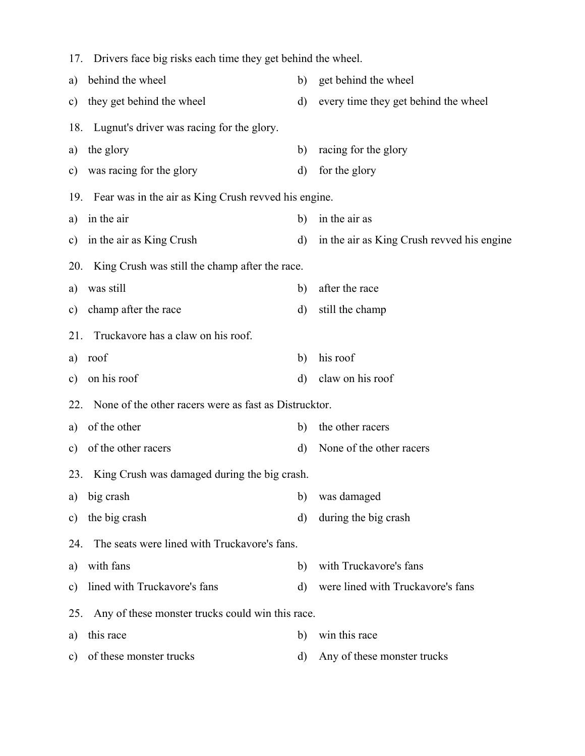17. Drivers face big risks each time they get behind the wheel.

a) behind the wheel
b) get behind the wheel
c) they get behind the wheel
d) every time they get behind the wheel

18. Lugnut's driver was racing for the glory.

a) the glory
b) racing for the glory
c) was racing for the glory
d) for the glory

19. Fear was in the air as King Crush revved his engine.

a) in the air
b) in the air as
c) in the air as King Crush
d) in the air as King Crush revved his engine

20. King Crush was still the champ after the race.

a) was still
b) after the race
c) champ after the race
d) still the champ

21. Truckavore has a claw on his roof.

a) roof
b) his roof
c) on his roof
d) claw on his roof

22. None of the other racers were as fast as Distrucktor.

a) of the other
b) the other racers
c) of the other racers
d) None of the other racers

23. King Crush was damaged during the big crash.

a) big crash
b) was damaged
c) the big crash
d) during the big crash

24. The seats were lined with Truckavore's fans.

a) with fans
b) with Truckavore's fans
c) lined with Truckavore's fans
d) were lined with Truckavore's fans

25. Any of these monster trucks could win this race.

a) this race
b) win this race
c) of these monster trucks
d) Any of these monster trucks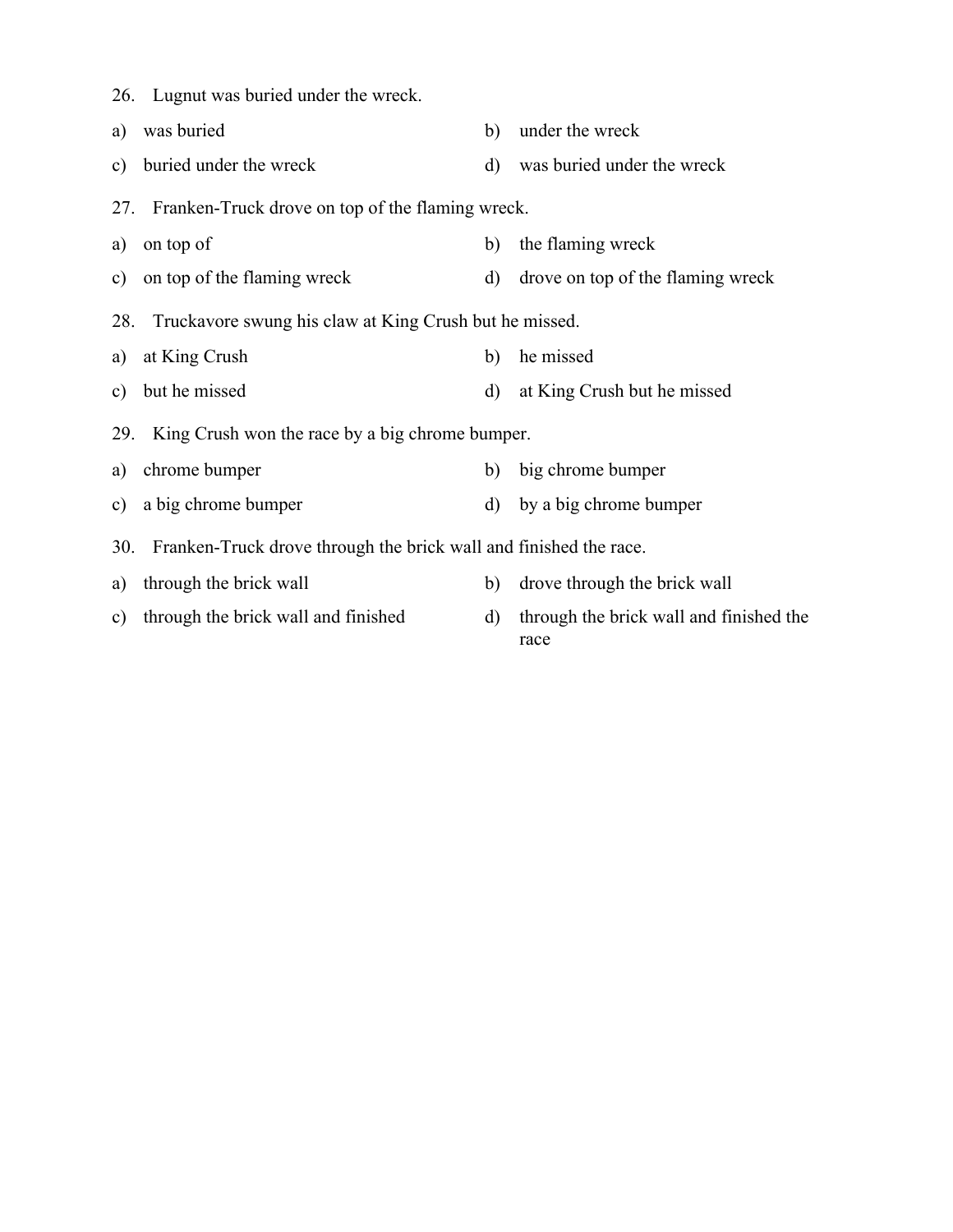26. Lugnut was buried under the wreck.

a) was buried
b) under the wreck
c) buried under the wreck
d) was buried under the wreck

27. Franken-Truck drove on top of the flaming wreck.

a) on top of
b) the flaming wreck
c) on top of the flaming wreck
d) drove on top of the flaming wreck

28. Truckavore swung his claw at King Crush but he missed.

a) at King Crush
b) he missed
c) but he missed
d) at King Crush but he missed

29. King Crush won the race by a big chrome bumper.

a) chrome bumper
b) big chrome bumper
c) a big chrome bumper
d) by a big chrome bumper

30. Franken-Truck drove through the brick wall and finished the race.

a) through the brick wall
b) drove through the brick wall
c) through the brick wall and finished
d) through the brick wall and finished the race